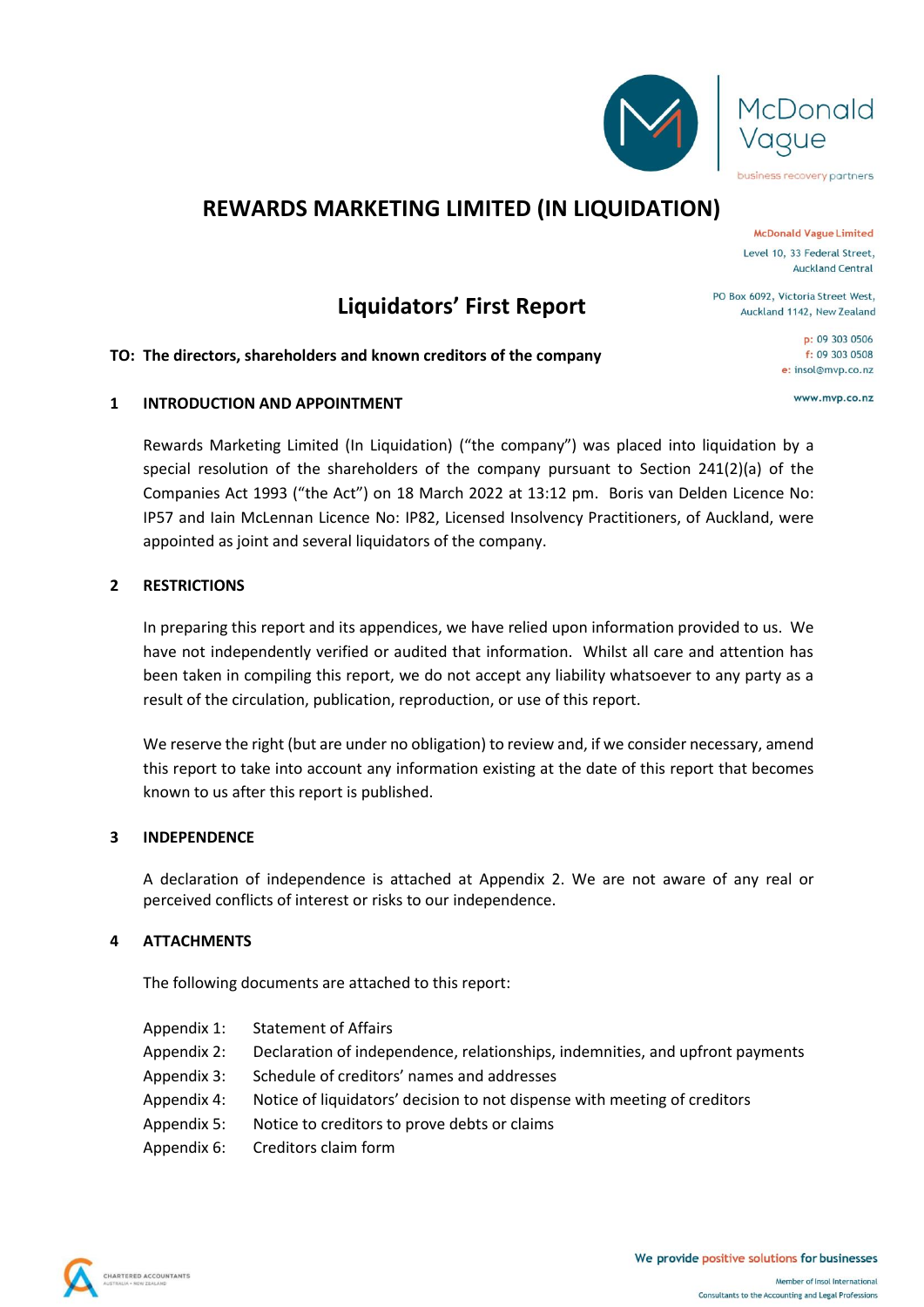# REWARDS MARKETING LIMITED (IN LIQUIDATION)

McDonald Vague Limited
Level 10, 33 Federal Street,
Auckland Central

PO Box 6092, Victoria Street West,
Auckland 1142, New Zealand

p: 09 303 0506
f: 09 303 0508
e: insol@mvp.co.nz

www.mvp.co.nz

## Liquidators' First Report

**TO: The directors, shareholders and known creditors of the company**

### 1 INTRODUCTION AND APPOINTMENT

Rewards Marketing Limited (In Liquidation) ("the company") was placed into liquidation by a special resolution of the shareholders of the company pursuant to Section 241(2)(a) of the Companies Act 1993 ("the Act") on 18 March 2022 at 13:12 pm. Boris van Delden Licence No: IP57 and Iain McLennan Licence No: IP82, Licensed Insolvency Practitioners, of Auckland, were appointed as joint and several liquidators of the company.

### 2 RESTRICTIONS

In preparing this report and its appendices, we have relied upon information provided to us. We have not independently verified or audited that information. Whilst all care and attention has been taken in compiling this report, we do not accept any liability whatsoever to any party as a result of the circulation, publication, reproduction, or use of this report.

We reserve the right (but are under no obligation) to review and, if we consider necessary, amend this report to take into account any information existing at the date of this report that becomes known to us after this report is published.

### 3 INDEPENDENCE

A declaration of independence is attached at Appendix 2. We are not aware of any real or perceived conflicts of interest or risks to our independence.

### 4 ATTACHMENTS

The following documents are attached to this report:

- Appendix 1: Statement of Affairs
- Appendix 2: Declaration of independence, relationships, indemnities, and upfront payments
- Appendix 3: Schedule of creditors' names and addresses
- Appendix 4: Notice of liquidators' decision to not dispense with meeting of creditors
- Appendix 5: Notice to creditors to prove debts or claims
- Appendix 6: Creditors claim form

We provide positive solutions for businesses

Member of Insol International
Consultants to the Accounting and Legal Professions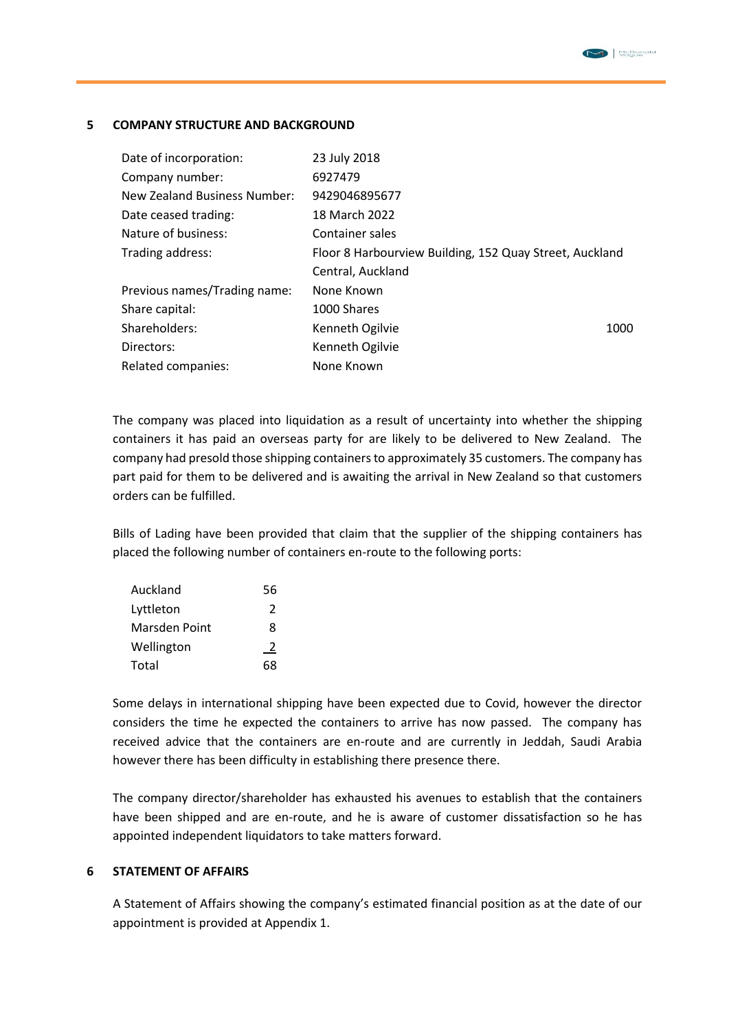## 5 COMPANY STRUCTURE AND BACKGROUND

| | | |
|---|---|---|
| Date of incorporation: | 23 July 2018 | |
| Company number: | 6927479 | |
| New Zealand Business Number: | 9429046895677 | |
| Date ceased trading: | 18 March 2022 | |
| Nature of business: | Container sales | |
| Trading address: | Floor 8 Harbourview Building, 152 Quay Street, Auckland Central, Auckland | |
| Previous names/Trading name: | None Known | |
| Share capital: | 1000 Shares | |
| Shareholders: | Kenneth Ogilvie | 1000 |
| Directors: | Kenneth Ogilvie | |
| Related companies: | None Known | |

The company was placed into liquidation as a result of uncertainty into whether the shipping containers it has paid an overseas party for are likely to be delivered to New Zealand. The company had presold those shipping containers to approximately 35 customers. The company has part paid for them to be delivered and is awaiting the arrival in New Zealand so that customers orders can be fulfilled.

Bills of Lading have been provided that claim that the supplier of the shipping containers has placed the following number of containers en-route to the following ports:

| | |
|---|---|
| Auckland | 56 |
| Lyttleton | 2 |
| Marsden Point | 8 |
| Wellington | 2 |
| Total | 68 |

Some delays in international shipping have been expected due to Covid, however the director considers the time he expected the containers to arrive has now passed. The company has received advice that the containers are en-route and are currently in Jeddah, Saudi Arabia however there has been difficulty in establishing there presence there.

The company director/shareholder has exhausted his avenues to establish that the containers have been shipped and are en-route, and he is aware of customer dissatisfaction so he has appointed independent liquidators to take matters forward.

## 6 STATEMENT OF AFFAIRS

A Statement of Affairs showing the company's estimated financial position as at the date of our appointment is provided at Appendix 1.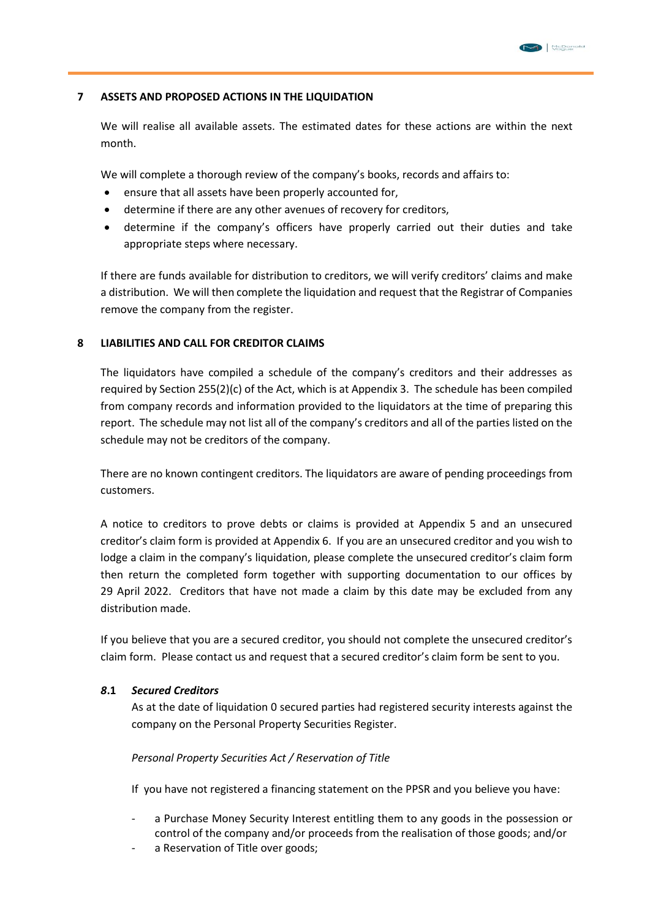## 7 ASSETS AND PROPOSED ACTIONS IN THE LIQUIDATION

We will realise all available assets. The estimated dates for these actions are within the next month.

We will complete a thorough review of the company's books, records and affairs to:

- ensure that all assets have been properly accounted for,
- determine if there are any other avenues of recovery for creditors,
- determine if the company's officers have properly carried out their duties and take appropriate steps where necessary.

If there are funds available for distribution to creditors, we will verify creditors' claims and make a distribution. We will then complete the liquidation and request that the Registrar of Companies remove the company from the register.

## 8 LIABILITIES AND CALL FOR CREDITOR CLAIMS

The liquidators have compiled a schedule of the company's creditors and their addresses as required by Section 255(2)(c) of the Act, which is at Appendix 3. The schedule has been compiled from company records and information provided to the liquidators at the time of preparing this report. The schedule may not list all of the company's creditors and all of the parties listed on the schedule may not be creditors of the company.

There are no known contingent creditors. The liquidators are aware of pending proceedings from customers.

A notice to creditors to prove debts or claims is provided at Appendix 5 and an unsecured creditor's claim form is provided at Appendix 6. If you are an unsecured creditor and you wish to lodge a claim in the company's liquidation, please complete the unsecured creditor's claim form then return the completed form together with supporting documentation to our offices by 29 April 2022. Creditors that have not made a claim by this date may be excluded from any distribution made.

If you believe that you are a secured creditor, you should not complete the unsecured creditor's claim form. Please contact us and request that a secured creditor's claim form be sent to you.

### *8*.1 *Secured Creditors*

As at the date of liquidation 0 secured parties had registered security interests against the company on the Personal Property Securities Register.

*Personal Property Securities Act / Reservation of Title*

If you have not registered a financing statement on the PPSR and you believe you have:

- a Purchase Money Security Interest entitling them to any goods in the possession or control of the company and/or proceeds from the realisation of those goods; and/or
- a Reservation of Title over goods;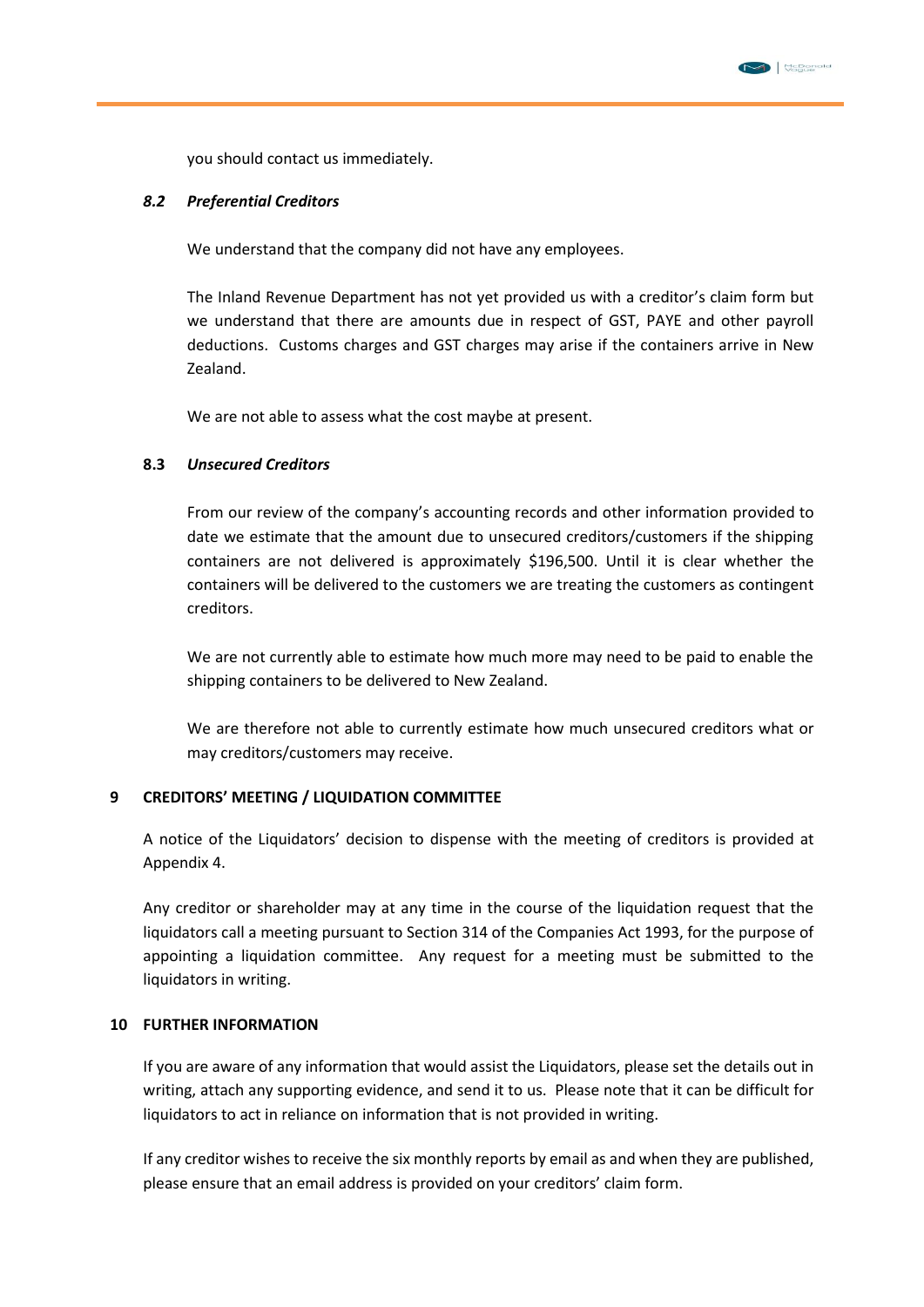you should contact us immediately.

### *8.2 Preferential Creditors*

We understand that the company did not have any employees.

The Inland Revenue Department has not yet provided us with a creditor's claim form but we understand that there are amounts due in respect of GST, PAYE and other payroll deductions. Customs charges and GST charges may arise if the containers arrive in New Zealand.

We are not able to assess what the cost maybe at present.

### **8.3** *Unsecured Creditors*

From our review of the company's accounting records and other information provided to date we estimate that the amount due to unsecured creditors/customers if the shipping containers are not delivered is approximately $196,500. Until it is clear whether the containers will be delivered to the customers we are treating the customers as contingent creditors.

We are not currently able to estimate how much more may need to be paid to enable the shipping containers to be delivered to New Zealand.

We are therefore not able to currently estimate how much unsecured creditors what or may creditors/customers may receive.

## 9 CREDITORS' MEETING / LIQUIDATION COMMITTEE

A notice of the Liquidators' decision to dispense with the meeting of creditors is provided at Appendix 4.

Any creditor or shareholder may at any time in the course of the liquidation request that the liquidators call a meeting pursuant to Section 314 of the Companies Act 1993, for the purpose of appointing a liquidation committee. Any request for a meeting must be submitted to the liquidators in writing.

## 10 FURTHER INFORMATION

If you are aware of any information that would assist the Liquidators, please set the details out in writing, attach any supporting evidence, and send it to us. Please note that it can be difficult for liquidators to act in reliance on information that is not provided in writing.

If any creditor wishes to receive the six monthly reports by email as and when they are published, please ensure that an email address is provided on your creditors' claim form.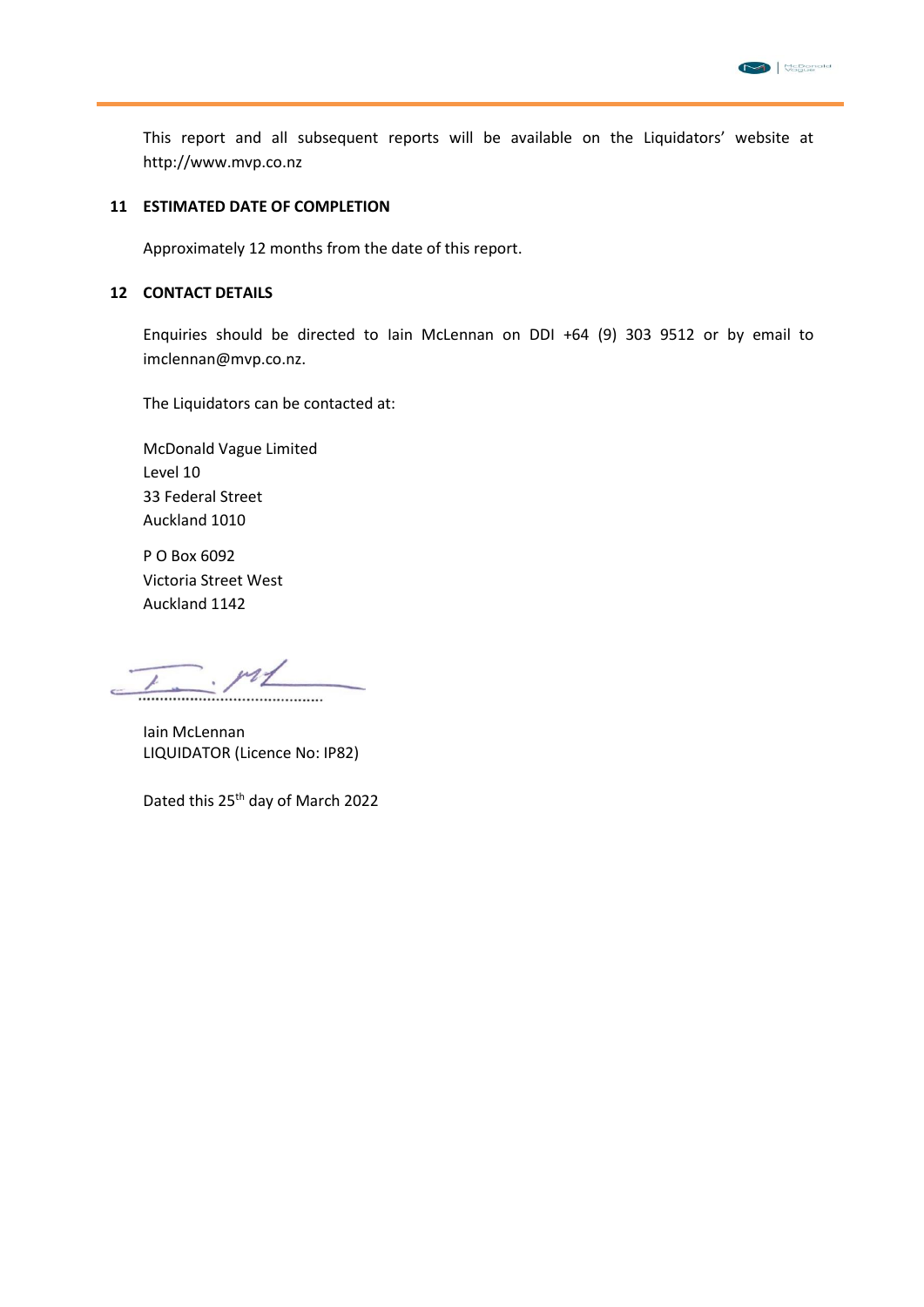This report and all subsequent reports will be available on the Liquidators' website at http://www.mvp.co.nz

## 11 ESTIMATED DATE OF COMPLETION

Approximately 12 months from the date of this report.

## 12 CONTACT DETAILS

Enquiries should be directed to Iain McLennan on DDI +64 (9) 303 9512 or by email to imclennan@mvp.co.nz.

The Liquidators can be contacted at:

McDonald Vague Limited
Level 10
33 Federal Street
Auckland 1010

P O Box 6092
Victoria Street West
Auckland 1142

..............................................

Iain McLennan
LIQUIDATOR (Licence No: IP82)

Dated this 25th day of March 2022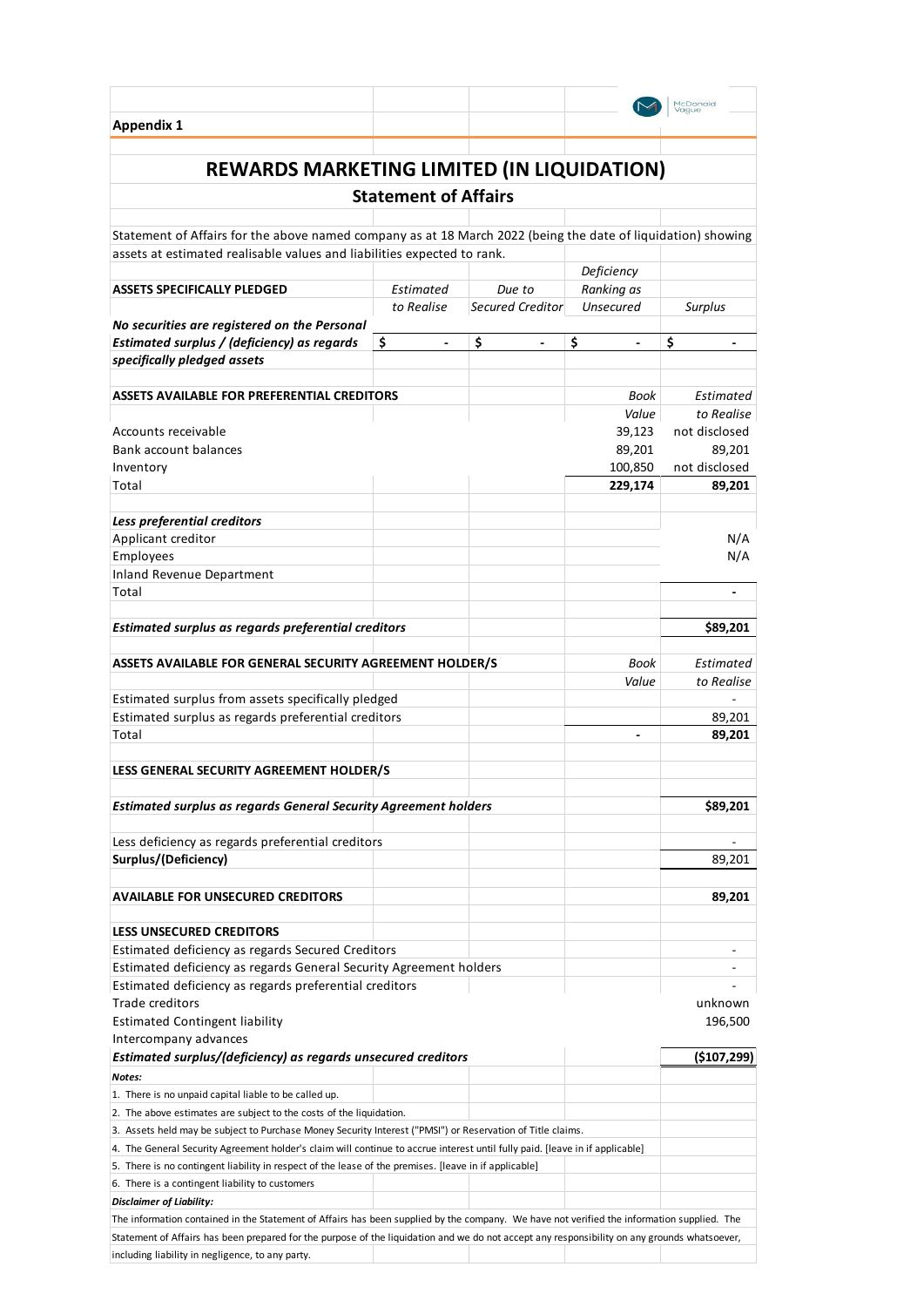**Appendix 1**

# REWARDS MARKETING LIMITED (IN LIQUIDATION)

## Statement of Affairs

Statement of Affairs for the above named company as at 18 March 2022 (being the date of liquidation) showing assets at estimated realisable values and liabilities expected to rank.

| ASSETS SPECIFICALLY PLEDGED | *Estimated to Realise* | *Due to Secured Creditor* | *Deficiency Ranking as Unsecured* | *Surplus* |
|---|---|---|---|---|
| *No securities are registered on the Personal* | | | | |
| ***Estimated surplus / (deficiency) as regards specifically pledged assets*** | $ - | $ - | $ - | $ - |

| ASSETS AVAILABLE FOR PREFERENTIAL CREDITORS | | | *Book Value* | *Estimated to Realise* |
|---|---|---|---|---|
| Accounts receivable | | | 39,123 | not disclosed |
| Bank account balances | | | 89,201 | 89,201 |
| Inventory | | | 100,850 | not disclosed |
| Total | | | **229,174** | **89,201** |
| | | | | |
| ***Less preferential creditors*** | | | | |
| Applicant creditor | | | | N/A |
| Employees | | | | N/A |
| Inland Revenue Department | | | | |
| Total | | | | - |
| | | | | |
| ***Estimated surplus as regards preferential creditors*** | | | | **$89,201** |

| ASSETS AVAILABLE FOR GENERAL SECURITY AGREEMENT HOLDER/S | | | *Book Value* | *Estimated to Realise* |
|---|---|---|---|---|
| Estimated surplus from assets specifically pledged | | | | - |
| Estimated surplus as regards preferential creditors | | | | 89,201 |
| Total | | | - | **89,201** |
| | | | | |
| **LESS GENERAL SECURITY AGREEMENT HOLDER/S** | | | | |
| | | | | |
| ***Estimated surplus as regards General Security Agreement holders*** | | | | **$89,201** |
| | | | | |
| Less deficiency as regards preferential creditors | | | | - |
| **Surplus/(Deficiency)** | | | | 89,201 |
| | | | | |
| **AVAILABLE FOR UNSECURED CREDITORS** | | | | **89,201** |
| | | | | |
| **LESS UNSECURED CREDITORS** | | | | |
| Estimated deficiency as regards Secured Creditors | | | | - |
| Estimated deficiency as regards General Security Agreement holders | | | | - |
| Estimated deficiency as regards preferential creditors | | | | - |
| Trade creditors | | | | unknown |
| Estimated Contingent liability | | | | 196,500 |
| Intercompany advances | | | | |
| ***Estimated surplus/(deficiency) as regards unsecured creditors*** | | | | **($107,299)** |

***Notes:***

1. There is no unpaid capital liable to be called up.
2. The above estimates are subject to the costs of the liquidation.
3. Assets held may be subject to Purchase Money Security Interest ("PMSI") or Reservation of Title claims.
4. The General Security Agreement holder's claim will continue to accrue interest until fully paid. [leave in if applicable]
5. There is no contingent liability in respect of the lease of the premises. [leave in if applicable]
6. There is a contingent liability to customers

***Disclaimer of Liability:***

The information contained in the Statement of Affairs has been supplied by the company. We have not verified the information supplied. The Statement of Affairs has been prepared for the purpose of the liquidation and we do not accept any responsibility on any grounds whatsoever, including liability in negligence, to any party.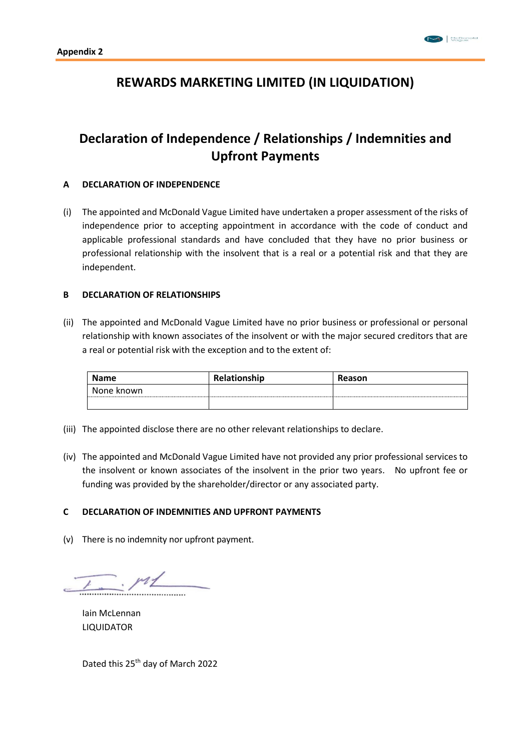**Appendix 2**

# REWARDS MARKETING LIMITED (IN LIQUIDATION)

## Declaration of Independence / Relationships / Indemnities and Upfront Payments

**A DECLARATION OF INDEPENDENCE**

(i) The appointed and McDonald Vague Limited have undertaken a proper assessment of the risks of independence prior to accepting appointment in accordance with the code of conduct and applicable professional standards and have concluded that they have no prior business or professional relationship with the insolvent that is a real or a potential risk and that they are independent.

**B DECLARATION OF RELATIONSHIPS**

(ii) The appointed and McDonald Vague Limited have no prior business or professional or personal relationship with known associates of the insolvent or with the major secured creditors that are a real or potential risk with the exception and to the extent of:

| Name | Relationship | Reason |
|---|---|---|
| None known | | |
| | | |

(iii) The appointed disclose there are no other relevant relationships to declare.

(iv) The appointed and McDonald Vague Limited have not provided any prior professional services to the insolvent or known associates of the insolvent in the prior two years. No upfront fee or funding was provided by the shareholder/director or any associated party.

**C DECLARATION OF INDEMNITIES AND UPFRONT PAYMENTS**

(v) There is no indemnity nor upfront payment.

..............................................

Iain McLennan
LIQUIDATOR

Dated this 25th day of March 2022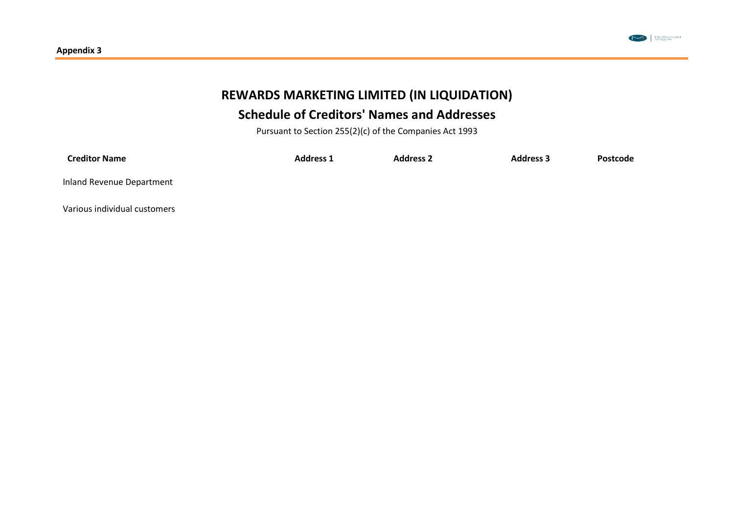**Appendix 3**

# REWARDS MARKETING LIMITED (IN LIQUIDATION)

## Schedule of Creditors' Names and Addresses

Pursuant to Section 255(2)(c) of the Companies Act 1993

| Creditor Name | Address 1 | Address 2 | Address 3 | Postcode |
|---|---|---|---|---|
| Inland Revenue Department | | | | |
| Various individual customers | | | | |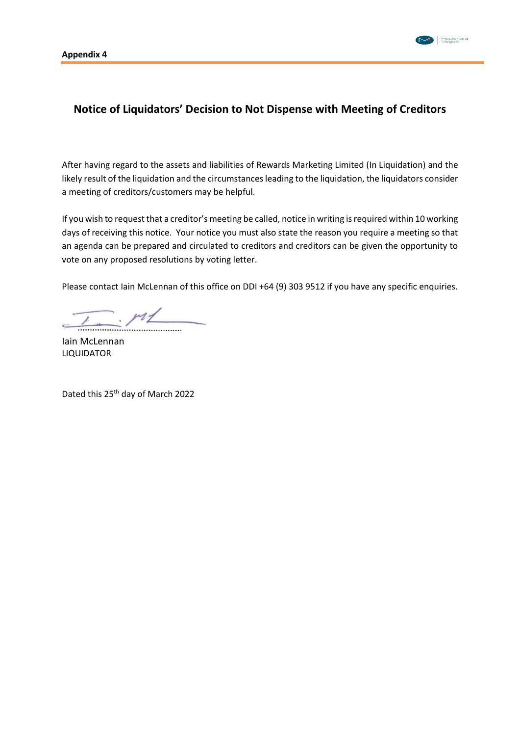**Appendix 4**

## Notice of Liquidators' Decision to Not Dispense with Meeting of Creditors

After having regard to the assets and liabilities of Rewards Marketing Limited (In Liquidation) and the likely result of the liquidation and the circumstances leading to the liquidation, the liquidators consider a meeting of creditors/customers may be helpful.

If you wish to request that a creditor's meeting be called, notice in writing is required within 10 working days of receiving this notice. Your notice you must also state the reason you require a meeting so that an agenda can be prepared and circulated to creditors and creditors can be given the opportunity to vote on any proposed resolutions by voting letter.

Please contact Iain McLennan of this office on DDI +64 (9) 303 9512 if you have any specific enquiries.

............................................

Iain McLennan
LIQUIDATOR

Dated this 25th day of March 2022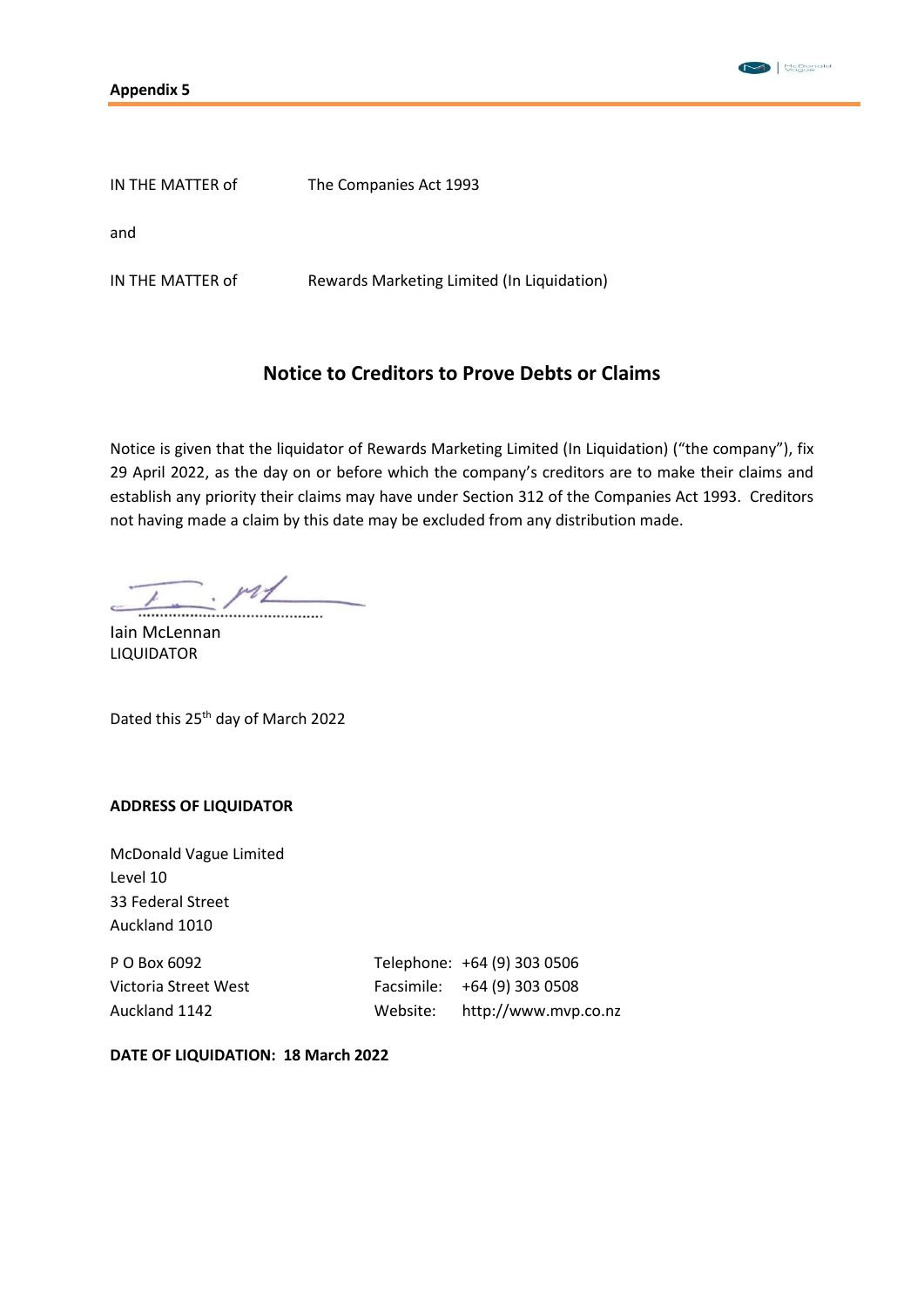**Appendix 5**

| | |
|---|---|
| IN THE MATTER of | The Companies Act 1993 |
| and | |
| IN THE MATTER of | Rewards Marketing Limited (In Liquidation) |

## Notice to Creditors to Prove Debts or Claims

Notice is given that the liquidator of Rewards Marketing Limited (In Liquidation) ("the company"), fix 29 April 2022, as the day on or before which the company's creditors are to make their claims and establish any priority their claims may have under Section 312 of the Companies Act 1993. Creditors not having made a claim by this date may be excluded from any distribution made.

Iain McLennan
LIQUIDATOR

Dated this 25th day of March 2022

**ADDRESS OF LIQUIDATOR**

McDonald Vague Limited
Level 10
33 Federal Street
Auckland 1010

| | |
|---|---|
| P O Box 6092 | Telephone: +64 (9) 303 0506 |
| Victoria Street West | Facsimile: +64 (9) 303 0508 |
| Auckland 1142 | Website: http://www.mvp.co.nz |

**DATE OF LIQUIDATION: 18 March 2022**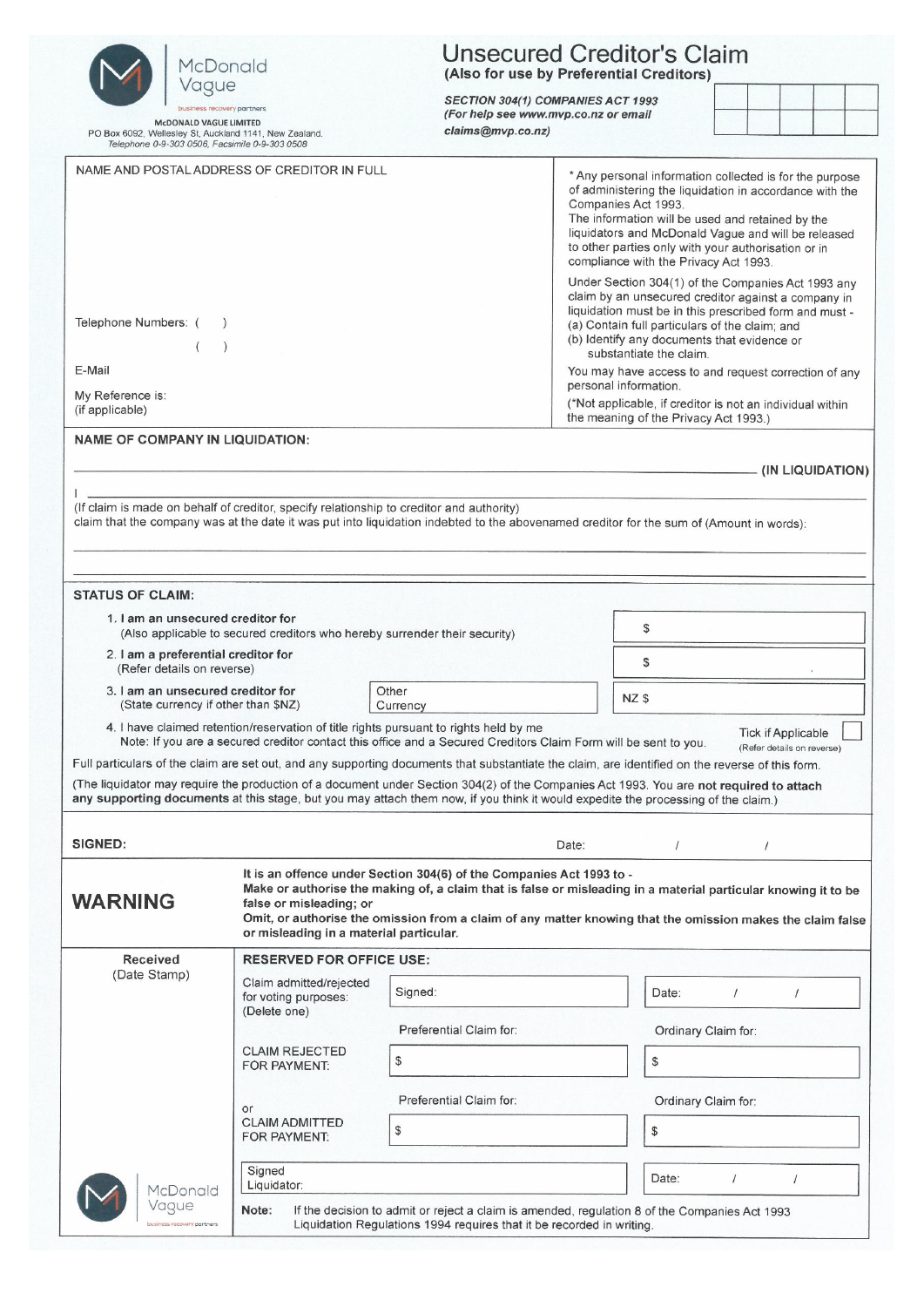McDonald Vague

business recovery partners

McDONALD VAGUE LIMITED
PO Box 6092, Wellesley St, Auckland 1141, New Zealand.
Telephone 0-9-303 0506, Facsimile 0-9-303 0508

# Unsecured Creditor's Claim

**(Also for use by Preferential Creditors)**

***SECTION 304(1) COMPANIES ACT 1993***
***(For help see www.mvp.co.nz or email claims@mvp.co.nz)***

| | | | | |
|---|---|---|---|---|
| | | | | |
| | | | | |

NAME AND POSTAL ADDRESS OF CREDITOR IN FULL

Telephone Numbers: (     )

(     )

E-Mail

My Reference is:
(if applicable)

\* Any personal information collected is for the purpose of administering the liquidation in accordance with the Companies Act 1993.
The information will be used and retained by the liquidators and McDonald Vague and will be released to other parties only with your authorisation or in compliance with the Privacy Act 1993.

Under Section 304(1) of the Companies Act 1993 any claim by an unsecured creditor against a company in liquidation must be in this prescribed form and must -
(a) Contain full particulars of the claim; and
(b) Identify any documents that evidence or substantiate the claim.

You may have access to and request correction of any personal information.

(*Not applicable, if creditor is not an individual within the meaning of the Privacy Act 1993.)

**NAME OF COMPANY IN LIQUIDATION:**

______________________________________ **(IN LIQUIDATION)**

I ______________________________________

(If claim is made on behalf of creditor, specify relationship to creditor and authority)
claim that the company was at the date it was put into liquidation indebted to the abovenamed creditor for the sum of (Amount in words):

______________________________________

______________________________________

**STATUS OF CLAIM:**

1. **I am an unsecured creditor for** — $
   (Also applicable to secured creditors who hereby surrender their security)
2. **I am a preferential creditor for** — $
   (Refer details on reverse)
3. **I am an unsecured creditor for** — Other Currency ________ NZ $
   (State currency if other than $NZ)
4. I have claimed retention/reservation of title rights pursuant to rights held by me — Tick if Applicable ☐ (Refer details on reverse)
   Note: If you are a secured creditor contact this office and a Secured Creditors Claim Form will be sent to you.

Full particulars of the claim are set out, and any supporting documents that substantiate the claim, are identified on the reverse of this form.

(The liquidator may require the production of a document under Section 304(2) of the Companies Act 1993. You are **not required to attach any supporting documents** at this stage, but you may attach them now, if you think it would expedite the processing of the claim.)

**SIGNED:** Date: / /

## WARNING

**It is an offence under Section 304(6) of the Companies Act 1993 to -**
**Make or authorise the making of, a claim that is false or misleading in a material particular knowing it to be false or misleading; or**
**Omit, or authorise the omission from a claim of any matter knowing that the omission makes the claim false or misleading in a material particular.**

Received
(Date Stamp)

**RESERVED FOR OFFICE USE:**

| | | |
|---|---|---|
| Claim admitted/rejected for voting purposes: (Delete one) | Signed: | Date: / / |
| | Preferential Claim for: | Ordinary Claim for: |
| CLAIM REJECTED FOR PAYMENT: | $ | $ |
| | Preferential Claim for: | Ordinary Claim for: |
| or CLAIM ADMITTED FOR PAYMENT: | $ | $ |
| | Signed Liquidator: | Date: / / |

McDonald Vague
business recovery partners

**Note:** If the decision to admit or reject a claim is amended, regulation 8 of the Companies Act 1993 Liquidation Regulations 1994 requires that it be recorded in writing.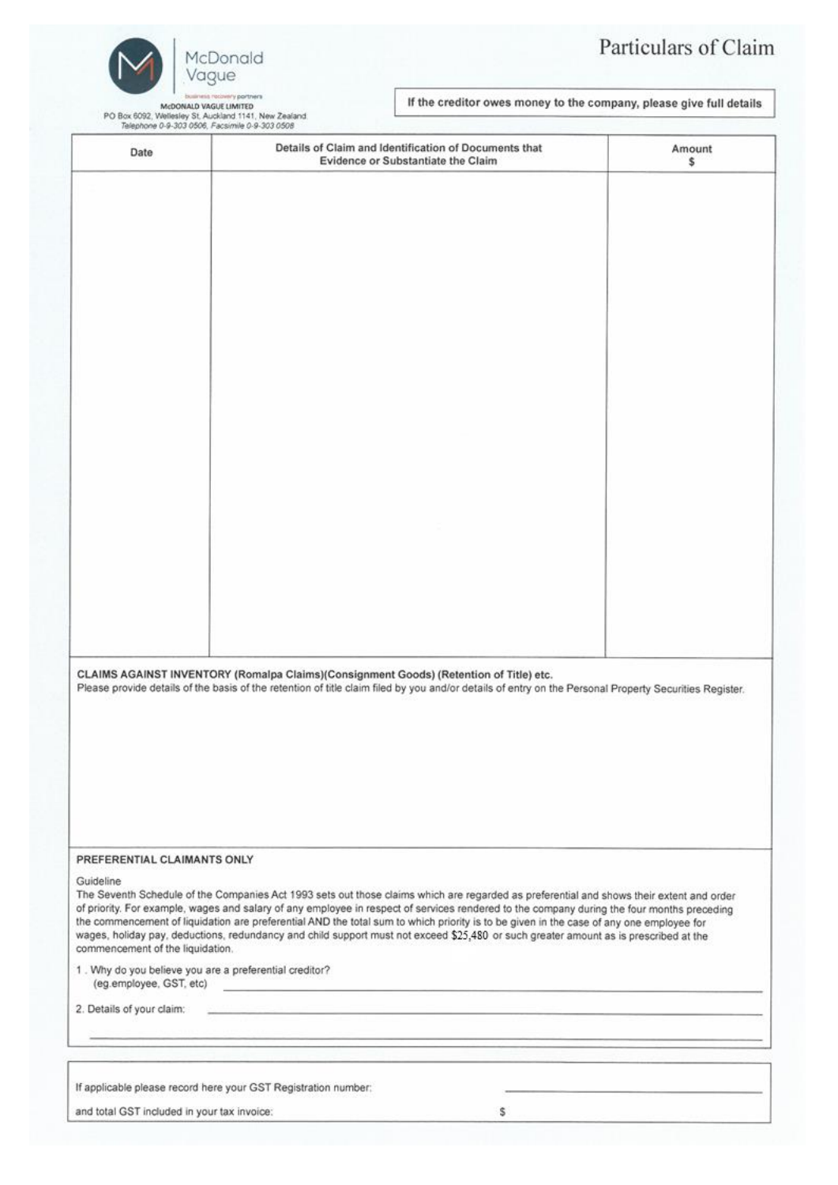McDonald Vague

business recovery partners

McDONALD VAGUE LIMITED
PO Box 6092, Wellesley St, Auckland 1141, New Zealand
Telephone 0-9-303 0506, Facsimile 0-9-303 0508

# Particulars of Claim

**If the creditor owes money to the company, please give full details**

| Date | Details of Claim and Identification of Documents that Evidence or Substantiate the Claim | Amount $ |
|---|---|---|
| | | |

**CLAIMS AGAINST INVENTORY (Romalpa Claims)(Consignment Goods) (Retention of Title) etc.**
Please provide details of the basis of the retention of title claim filed by you and/or details of entry on the Personal Property Securities Register.

**PREFERENTIAL CLAIMANTS ONLY**

Guideline
The Seventh Schedule of the Companies Act 1993 sets out those claims which are regarded as preferential and shows their extent and order of priority. For example, wages and salary of any employee in respect of services rendered to the company during the four months preceding the commencement of liquidation are preferential AND the total sum to which priority is to be given in the case of any one employee for wages, holiday pay, deductions, redundancy and child support must not exceed $25,480 or such greater amount as is prescribed at the commencement of the liquidation.

1. Why do you believe you are a preferential creditor? (eg.employee, GST, etc) ____________________

2. Details of your claim: ____________________

____________________

If applicable please record here your GST Registration number: ____________________

and total GST included in your tax invoice: $ ____________________